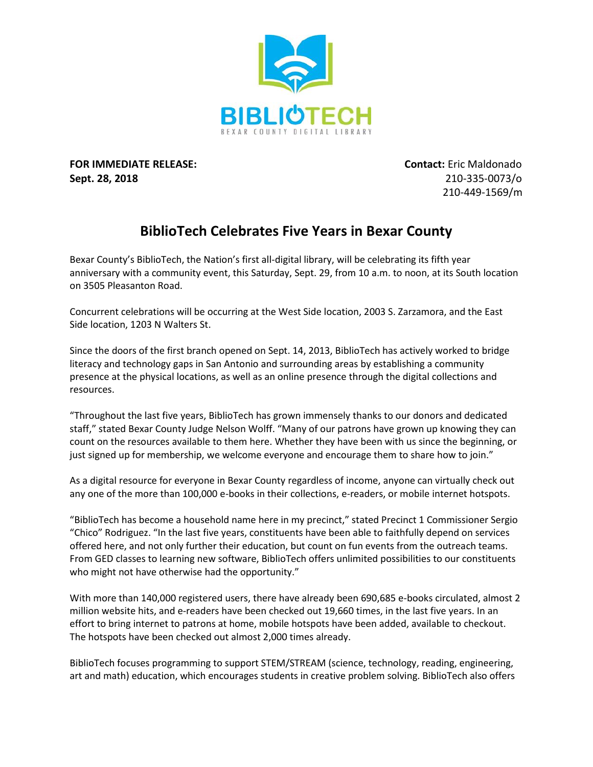BIBLIOTECH
BEXAR COUNTY DIGITAL LIBRARY

**FOR IMMEDIATE RELEASE:**
**Sept. 28, 2018**

**Contact:** Eric Maldonado
210-335-0073/o
210-449-1569/m

# BiblioTech Celebrates Five Years in Bexar County

Bexar County's BiblioTech, the Nation's first all-digital library, will be celebrating its fifth year anniversary with a community event, this Saturday, Sept. 29, from 10 a.m. to noon, at its South location on 3505 Pleasanton Road.

Concurrent celebrations will be occurring at the West Side location, 2003 S. Zarzamora, and the East Side location, 1203 N Walters St.

Since the doors of the first branch opened on Sept. 14, 2013, BiblioTech has actively worked to bridge literacy and technology gaps in San Antonio and surrounding areas by establishing a community presence at the physical locations, as well as an online presence through the digital collections and resources.

"Throughout the last five years, BiblioTech has grown immensely thanks to our donors and dedicated staff," stated Bexar County Judge Nelson Wolff. "Many of our patrons have grown up knowing they can count on the resources available to them here. Whether they have been with us since the beginning, or just signed up for membership, we welcome everyone and encourage them to share how to join."

As a digital resource for everyone in Bexar County regardless of income, anyone can virtually check out any one of the more than 100,000 e-books in their collections, e-readers, or mobile internet hotspots.

"BiblioTech has become a household name here in my precinct," stated Precinct 1 Commissioner Sergio "Chico" Rodriguez. "In the last five years, constituents have been able to faithfully depend on services offered here, and not only further their education, but count on fun events from the outreach teams. From GED classes to learning new software, BiblioTech offers unlimited possibilities to our constituents who might not have otherwise had the opportunity."

With more than 140,000 registered users, there have already been 690,685 e-books circulated, almost 2 million website hits, and e-readers have been checked out 19,660 times, in the last five years. In an effort to bring internet to patrons at home, mobile hotspots have been added, available to checkout. The hotspots have been checked out almost 2,000 times already.

BiblioTech focuses programming to support STEM/STREAM (science, technology, reading, engineering, art and math) education, which encourages students in creative problem solving. BiblioTech also offers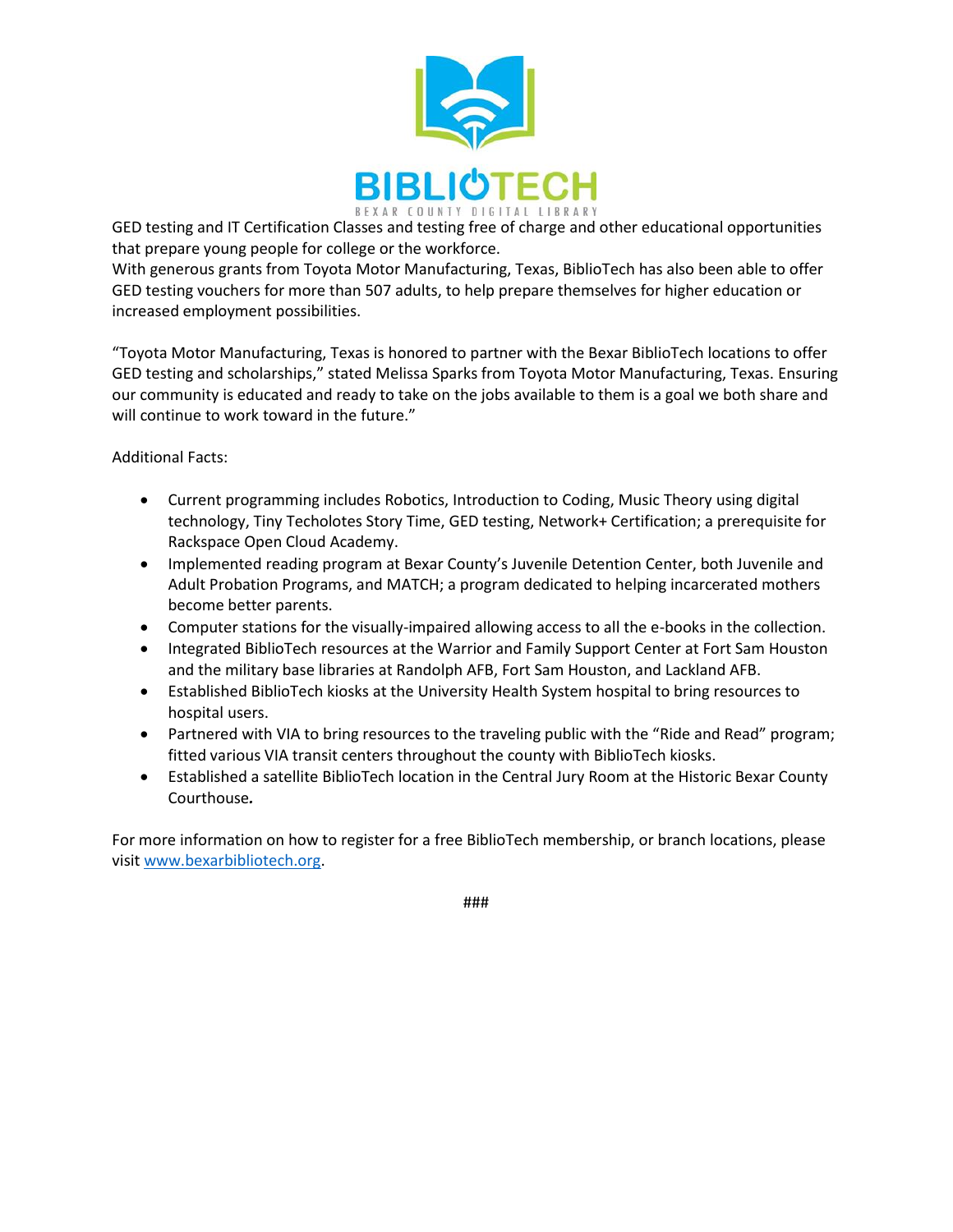GED testing and IT Certification Classes and testing free of charge and other educational opportunities that prepare young people for college or the workforce.
With generous grants from Toyota Motor Manufacturing, Texas, BiblioTech has also been able to offer GED testing vouchers for more than 507 adults, to help prepare themselves for higher education or increased employment possibilities.

"Toyota Motor Manufacturing, Texas is honored to partner with the Bexar BiblioTech locations to offer GED testing and scholarships," stated Melissa Sparks from Toyota Motor Manufacturing, Texas. Ensuring our community is educated and ready to take on the jobs available to them is a goal we both share and will continue to work toward in the future."

Additional Facts:

- Current programming includes Robotics, Introduction to Coding, Music Theory using digital technology, Tiny Techolotes Story Time, GED testing, Network+ Certification; a prerequisite for Rackspace Open Cloud Academy.
- Implemented reading program at Bexar County's Juvenile Detention Center, both Juvenile and Adult Probation Programs, and MATCH; a program dedicated to helping incarcerated mothers become better parents.
- Computer stations for the visually-impaired allowing access to all the e-books in the collection.
- Integrated BiblioTech resources at the Warrior and Family Support Center at Fort Sam Houston and the military base libraries at Randolph AFB, Fort Sam Houston, and Lackland AFB.
- Established BiblioTech kiosks at the University Health System hospital to bring resources to hospital users.
- Partnered with VIA to bring resources to the traveling public with the "Ride and Read" program; fitted various VIA transit centers throughout the county with BiblioTech kiosks.
- Established a satellite BiblioTech location in the Central Jury Room at the Historic Bexar County Courthouse***.***

For more information on how to register for a free BiblioTech membership, or branch locations, please visit [www.bexarbibliotech.org](http://www.bexarbibliotech.org).

###